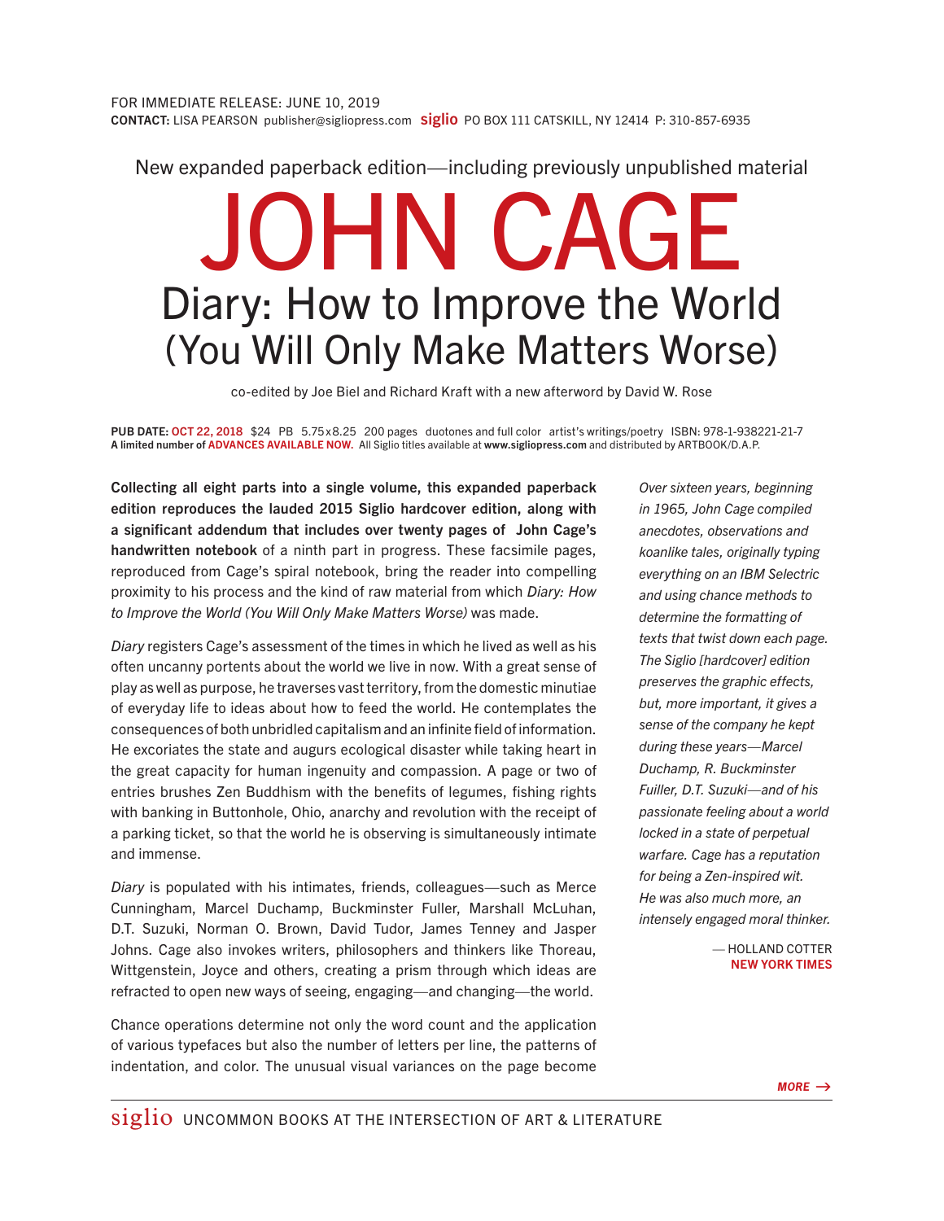FOR IMMEDIATE RELEASE: JUNE 10, 2019
**CONTACT:** LISA PEARSON publisher@sigliopress.com **siglio** PO BOX 111 CATSKILL, NY 12414 P: 310-857-6935

New expanded paperback edition—including previously unpublished material

# JOHN CAGE

## Diary: How to Improve the World (You Will Only Make Matters Worse)

co-edited by Joe Biel and Richard Kraft with a new afterword by David W. Rose

**PUB DATE:** OCT 22, 2018 $24 PB 5.75 x 8.25 200 pages duotones and full color artist's writings/poetry ISBN: 978-1-938221-21-7
**A limited number of ADVANCES AVAILABLE NOW.** All Siglio titles available at **www.sigliopress.com** and distributed by ARTBOOK/D.A.P.

**Collecting all eight parts into a single volume, this expanded paperback edition reproduces the lauded 2015 Siglio hardcover edition, along with a significant addendum that includes over twenty pages of John Cage's handwritten notebook** of a ninth part in progress. These facsimile pages, reproduced from Cage's spiral notebook, bring the reader into compelling proximity to his process and the kind of raw material from which *Diary: How to Improve the World (You Will Only Make Matters Worse)* was made.

*Diary* registers Cage's assessment of the times in which he lived as well as his often uncanny portents about the world we live in now. With a great sense of play as well as purpose, he traverses vast territory, from the domestic minutiae of everyday life to ideas about how to feed the world. He contemplates the consequences of both unbridled capitalism and an infinite field of information. He excoriates the state and augurs ecological disaster while taking heart in the great capacity for human ingenuity and compassion. A page or two of entries brushes Zen Buddhism with the benefits of legumes, fishing rights with banking in Buttonhole, Ohio, anarchy and revolution with the receipt of a parking ticket, so that the world he is observing is simultaneously intimate and immense.

*Diary* is populated with his intimates, friends, colleagues—such as Merce Cunningham, Marcel Duchamp, Buckminster Fuller, Marshall McLuhan, D.T. Suzuki, Norman O. Brown, David Tudor, James Tenney and Jasper Johns. Cage also invokes writers, philosophers and thinkers like Thoreau, Wittgenstein, Joyce and others, creating a prism through which ideas are refracted to open new ways of seeing, engaging—and changing—the world.

Chance operations determine not only the word count and the application of various typefaces but also the number of letters per line, the patterns of indentation, and color. The unusual visual variances on the page become

*Over sixteen years, beginning in 1965, John Cage compiled anecdotes, observations and koanlike tales, originally typing everything on an IBM Selectric and using chance methods to determine the formatting of texts that twist down each page. The Siglio [hardcover] edition preserves the graphic effects, but, more important, it gives a sense of the company he kept during these years—Marcel Duchamp, R. Buckminster Fuiller, D.T. Suzuki—and of his passionate feeling about a world locked in a state of perpetual warfare. Cage has a reputation for being a Zen-inspired wit. He was also much more, an intensely engaged moral thinker.*

— HOLLAND COTTER
**NEW YORK TIMES**

*MORE →*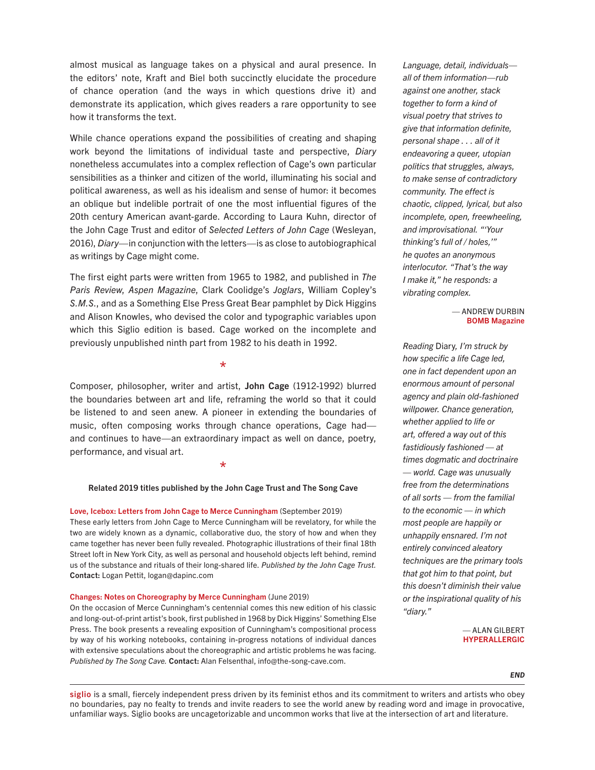almost musical as language takes on a physical and aural presence. In the editors' note, Kraft and Biel both succinctly elucidate the procedure of chance operation (and the ways in which questions drive it) and demonstrate its application, which gives readers a rare opportunity to see how it transforms the text.

While chance operations expand the possibilities of creating and shaping work beyond the limitations of individual taste and perspective, *Diary* nonetheless accumulates into a complex reflection of Cage's own particular sensibilities as a thinker and citizen of the world, illuminating his social and political awareness, as well as his idealism and sense of humor: it becomes an oblique but indelible portrait of one the most influential figures of the 20th century American avant-garde. According to Laura Kuhn, director of the John Cage Trust and editor of *Selected Letters of John Cage* (Wesleyan, 2016), *Diary*—in conjunction with the letters—is as close to autobiographical as writings by Cage might come.

The first eight parts were written from 1965 to 1982, and published in *The Paris Review*, *Aspen Magazine*, Clark Coolidge's *Joglars*, William Copley's *S.M.S.*, and as a Something Else Press Great Bear pamphlet by Dick Higgins and Alison Knowles, who devised the color and typographic variables upon which this Siglio edition is based. Cage worked on the incomplete and previously unpublished ninth part from 1982 to his death in 1992.

*

Composer, philosopher, writer and artist, **John Cage** (1912-1992) blurred the boundaries between art and life, reframing the world so that it could be listened to and seen anew. A pioneer in extending the boundaries of music, often composing works through chance operations, Cage had—and continues to have—an extraordinary impact as well on dance, poetry, performance, and visual art.

*

**Related 2019 titles published by the John Cage Trust and The Song Cave**

**Love, Icebox: Letters from John Cage to Merce Cunningham** (September 2019)
These early letters from John Cage to Merce Cunningham will be revelatory, for while the two are widely known as a dynamic, collaborative duo, the story of how and when they came together has never been fully revealed. Photographic illustrations of their final 18th Street loft in New York City, as well as personal and household objects left behind, remind us of the substance and rituals of their long-shared life. *Published by the John Cage Trust.* **Contact:** Logan Pettit, logan@dapinc.com

**Changes: Notes on Choreography by Merce Cunningham** (June 2019)
On the occasion of Merce Cunningham's centennial comes this new edition of his classic and long-out-of-print artist's book, first published in 1968 by Dick Higgins' Something Else Press. The book presents a revealing exposition of Cunningham's compositional process by way of his working notebooks, containing in-progress notations of individual dances with extensive speculations about the choreographic and artistic problems he was facing. *Published by The Song Cave.* **Contact:** Alan Felsenthal, info@the-song-cave.com.

*Language, detail, individuals—all of them information—rub against one another, stack together to form a kind of visual poetry that strives to give that information definite, personal shape . . . all of it endeavoring a queer, utopian politics that struggles, always, to make sense of contradictory community. The effect is chaotic, clipped, lyrical, but also incomplete, open, freewheeling, and improvisational. "'Your thinking's full of / holes,'" he quotes an anonymous interlocutor. "That's the way I make it," he responds: a vibrating complex.*

— ANDREW DURBIN
**BOMB Magazine**

*Reading* Diary*, I'm struck by how specific a life Cage led, one in fact dependent upon an enormous amount of personal agency and plain old-fashioned willpower. Chance generation, whether applied to life or art, offered a way out of this fastidiously fashioned — at times dogmatic and doctrinaire — world. Cage was unusually free from the determinations of all sorts — from the familial to the economic — in which most people are happily or unhappily ensnared. I'm not entirely convinced aleatory techniques are the primary tools that got him to that point, but this doesn't diminish their value or the inspirational quality of his "diary."*

— ALAN GILBERT
**HYPERALLERGIC**

***END***

siglio is a small, fiercely independent press driven by its feminist ethos and its commitment to writers and artists who obey no boundaries, pay no fealty to trends and invite readers to see the world anew by reading word and image in provocative, unfamiliar ways. Siglio books are uncagetorizable and uncommon works that live at the intersection of art and literature.